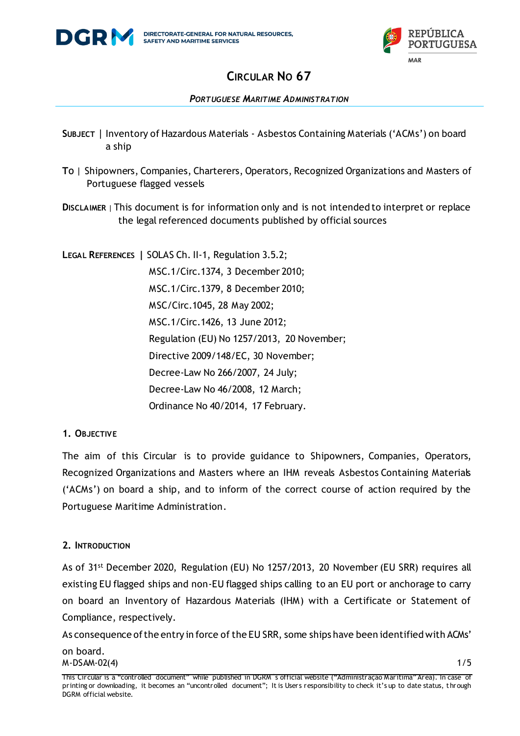DGRM DIRECTORATE-GENERAL FOR NATURAL RESOURCES, SAFETY AND MARITIME SERVICES

REPÚBLICA PORTUGUESA MAR

# CIRCULAR NO 67

*PORTUGUESE MARITIME ADMINISTRATION*

**SUBJECT** | Inventory of Hazardous Materials - Asbestos Containing Materials ('ACMs') on board a ship

**TO** | Shipowners, Companies, Charterers, Operators, Recognized Organizations and Masters of Portuguese flagged vessels

**DISCLAIMER** | This document is for information only and is not intended to interpret or replace the legal referenced documents published by official sources

**LEGAL REFERENCES** | SOLAS Ch. II-1, Regulation 3.5.2;
MSC.1/Circ.1374, 3 December 2010;
MSC.1/Circ.1379, 8 December 2010;
MSC/Circ.1045, 28 May 2002;
MSC.1/Circ.1426, 13 June 2012;
Regulation (EU) No 1257/2013, 20 November;
Directive 2009/148/EC, 30 November;
Decree-Law No 266/2007, 24 July;
Decree-Law No 46/2008, 12 March;
Ordinance No 40/2014, 17 February.

## 1. OBJECTIVE

The aim of this Circular is to provide guidance to Shipowners, Companies, Operators, Recognized Organizations and Masters where an IHM reveals Asbestos Containing Materials ('ACMs') on board a ship, and to inform of the correct course of action required by the Portuguese Maritime Administration.

## 2. INTRODUCTION

As of 31st December 2020, Regulation (EU) No 1257/2013, 20 November (EU SRR) requires all existing EU flagged ships and non-EU flagged ships calling to an EU port or anchorage to carry on board an Inventory of Hazardous Materials (IHM) with a Certificate or Statement of Compliance, respectively.

As consequence of the entry in force of the EU SRR, some ships have been identified with ACMs' on board.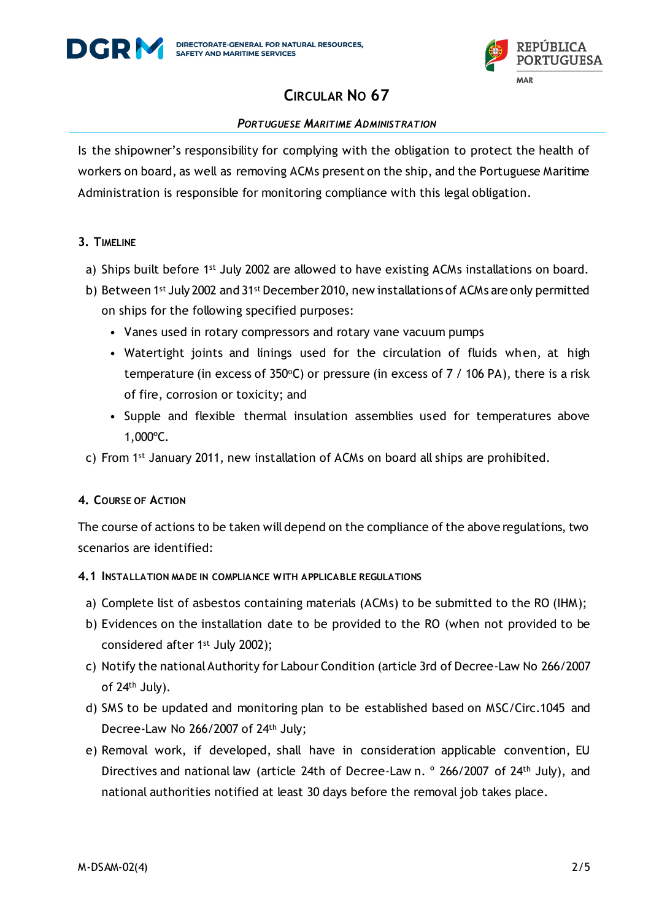Is the shipowner's responsibility for complying with the obligation to protect the health of workers on board, as well as removing ACMs present on the ship, and the Portuguese Maritime Administration is responsible for monitoring compliance with this legal obligation.

## 3. Timeline

a) Ships built before 1st July 2002 are allowed to have existing ACMs installations on board.

b) Between 1st July 2002 and 31st December 2010, new installations of ACMs are only permitted on ships for the following specified purposes:
   - Vanes used in rotary compressors and rotary vane vacuum pumps
   - Watertight joints and linings used for the circulation of fluids when, at high temperature (in excess of 350ºC) or pressure (in excess of 7 / 106 PA), there is a risk of fire, corrosion or toxicity; and
   - Supple and flexible thermal insulation assemblies used for temperatures above 1,000ºC.

c) From 1st January 2011, new installation of ACMs on board all ships are prohibited.

## 4. Course of Action

The course of actions to be taken will depend on the compliance of the above regulations, two scenarios are identified:

### 4.1 Installation made in compliance with applicable regulations

a) Complete list of asbestos containing materials (ACMs) to be submitted to the RO (IHM);

b) Evidences on the installation date to be provided to the RO (when not provided to be considered after 1st July 2002);

c) Notify the national Authority for Labour Condition (article 3rd of Decree-Law No 266/2007 of 24th July).

d) SMS to be updated and monitoring plan to be established based on MSC/Circ.1045 and Decree-Law No 266/2007 of 24th July;

e) Removal work, if developed, shall have in consideration applicable convention, EU Directives and national law (article 24th of Decree-Law n. º 266/2007 of 24th July), and national authorities notified at least 30 days before the removal job takes place.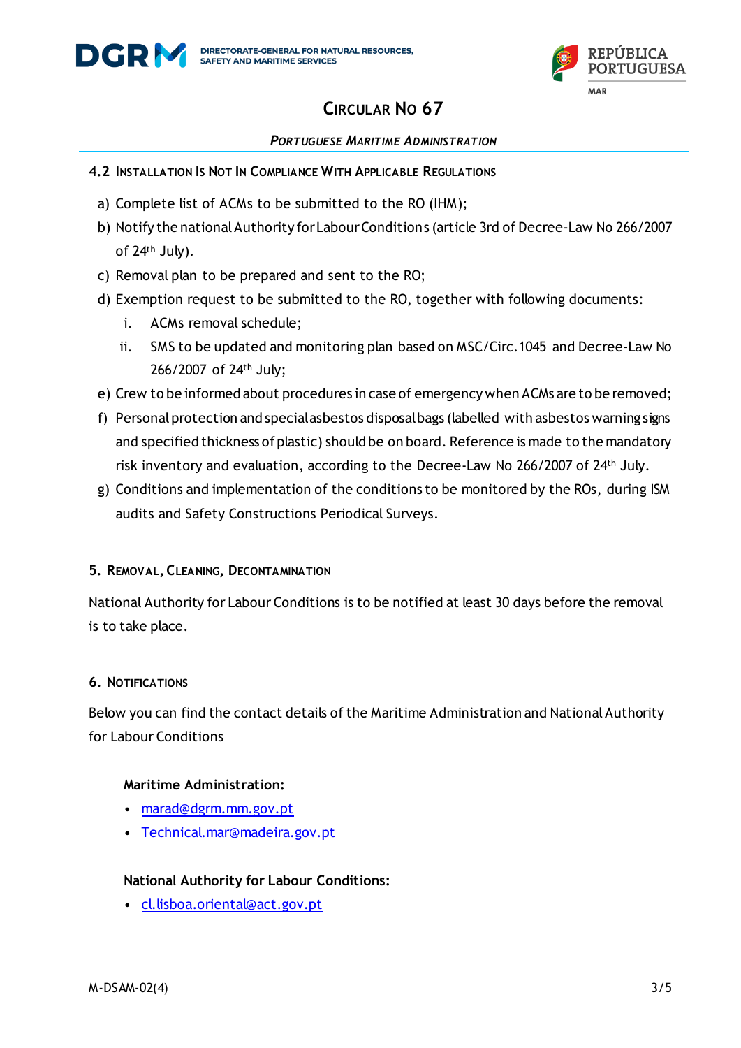#### 4.2 Installation Is Not In Compliance With Applicable Regulations

a) Complete list of ACMs to be submitted to the RO (IHM);

b) Notify the national Authority for Labour Conditions (article 3rd of Decree-Law No 266/2007 of 24th July).

c) Removal plan to be prepared and sent to the RO;

d) Exemption request to be submitted to the RO, together with following documents:

   i. ACMs removal schedule;

   ii. SMS to be updated and monitoring plan based on MSC/Circ.1045 and Decree-Law No 266/2007 of 24th July;

e) Crew to be informed about procedures in case of emergency when ACMs are to be removed;

f) Personal protection and special asbestos disposal bags (labelled with asbestos warning signs and specified thickness of plastic) should be on board. Reference is made to the mandatory risk inventory and evaluation, according to the Decree-Law No 266/2007 of 24th July.

g) Conditions and implementation of the conditions to be monitored by the ROs, during ISM audits and Safety Constructions Periodical Surveys.

### 5. Removal, Cleaning, Decontamination

National Authority for Labour Conditions is to be notified at least 30 days before the removal is to take place.

### 6. Notifications

Below you can find the contact details of the Maritime Administration and National Authority for Labour Conditions

**Maritime Administration:**

- marad@dgrm.mm.gov.pt
- Technical.mar@madeira.gov.pt

**National Authority for Labour Conditions:**

- cl.lisboa.oriental@act.gov.pt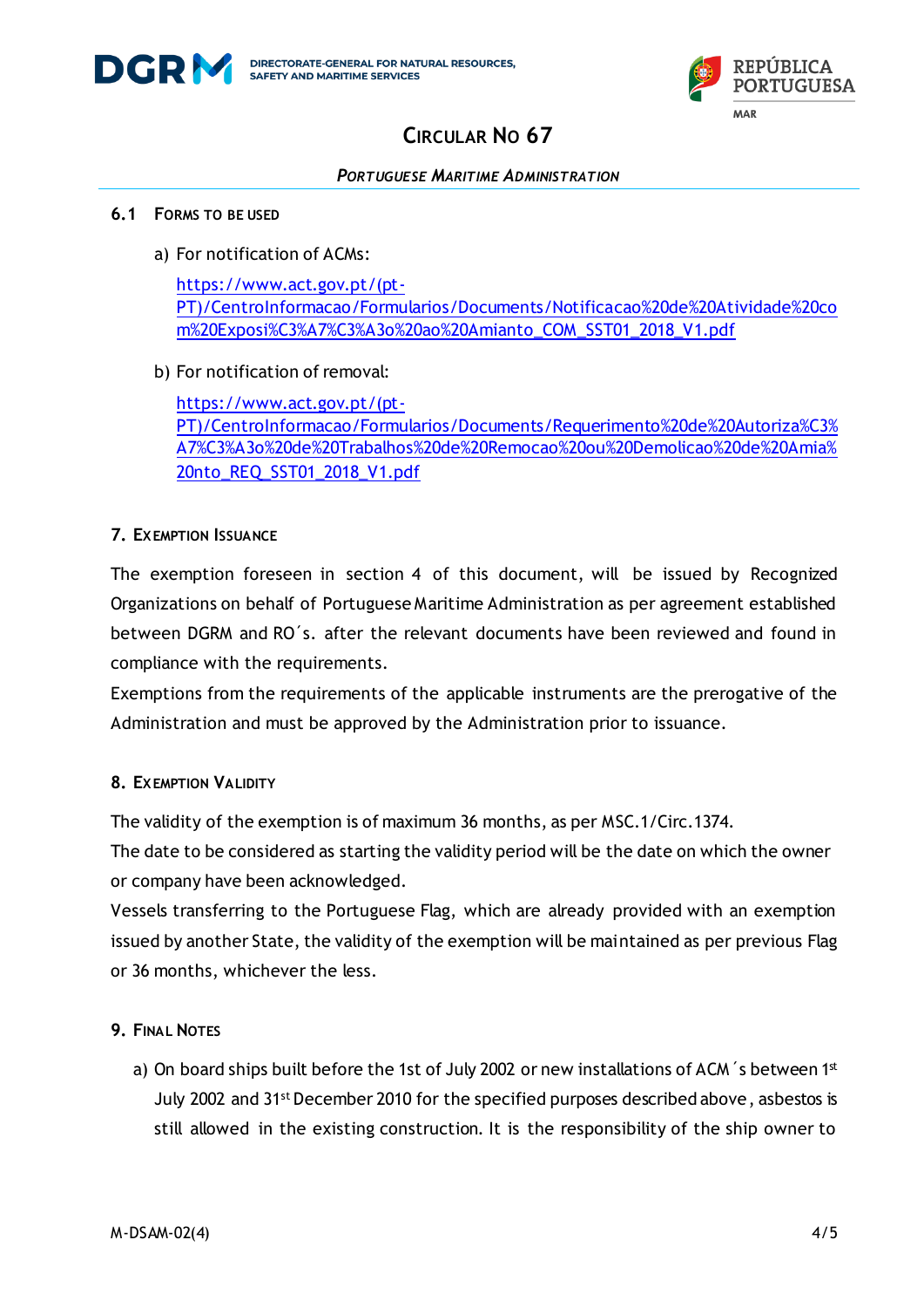### 6.1 Forms to be used

a) For notification of ACMs:

[https://www.act.gov.pt/(pt-PT)/CentroInformacao/Formularios/Documents/Notificacao%20de%20Atividade%20com%20Exposi%C3%A7%C3%A3o%20ao%20Amianto_COM_SST01_2018_V1.pdf](https://www.act.gov.pt/(pt-PT)/CentroInformacao/Formularios/Documents/Notificacao%20de%20Atividade%20com%20Exposi%C3%A7%C3%A3o%20ao%20Amianto_COM_SST01_2018_V1.pdf)

b) For notification of removal:

[https://www.act.gov.pt/(pt-PT)/CentroInformacao/Formularios/Documents/Requerimento%20de%20Autoriza%C3%A7%C3%A3o%20de%20Trabalhos%20de%20Remocao%20ou%20Demolicao%20de%20Amia%20nto_REQ_SST01_2018_V1.pdf](https://www.act.gov.pt/(pt-PT)/CentroInformacao/Formularios/Documents/Requerimento%20de%20Autoriza%C3%A7%C3%A3o%20de%20Trabalhos%20de%20Remocao%20ou%20Demolicao%20de%20Amia%20nto_REQ_SST01_2018_V1.pdf)

## 7. Exemption Issuance

The exemption foreseen in section 4 of this document, will be issued by Recognized Organizations on behalf of Portuguese Maritime Administration as per agreement established between DGRM and RO´s. after the relevant documents have been reviewed and found in compliance with the requirements.

Exemptions from the requirements of the applicable instruments are the prerogative of the Administration and must be approved by the Administration prior to issuance.

## 8. Exemption Validity

The validity of the exemption is of maximum 36 months, as per MSC.1/Circ.1374.

The date to be considered as starting the validity period will be the date on which the owner or company have been acknowledged.

Vessels transferring to the Portuguese Flag, which are already provided with an exemption issued by another State, the validity of the exemption will be maintained as per previous Flag or 36 months, whichever the less.

## 9. Final Notes

a) On board ships built before the 1st of July 2002 or new installations of ACM´s between 1st July 2002 and 31st December 2010 for the specified purposes described above, asbestos is still allowed in the existing construction. It is the responsibility of the ship owner to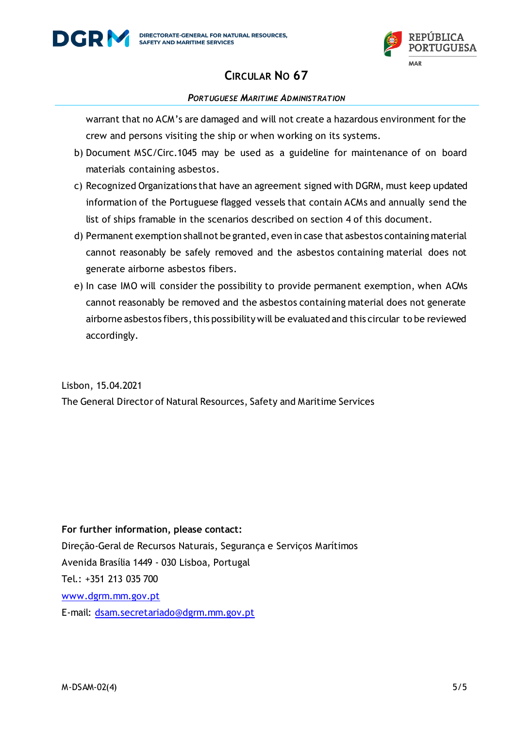warrant that no ACM's are damaged and will not create a hazardous environment for the crew and persons visiting the ship or when working on its systems.

b) Document MSC/Circ.1045 may be used as a guideline for maintenance of on board materials containing asbestos.

c) Recognized Organizations that have an agreement signed with DGRM, must keep updated information of the Portuguese flagged vessels that contain ACMs and annually send the list of ships framable in the scenarios described on section 4 of this document.

d) Permanent exemption shall not be granted, even in case that asbestos containing material cannot reasonably be safely removed and the asbestos containing material does not generate airborne asbestos fibers.

e) In case IMO will consider the possibility to provide permanent exemption, when ACMs cannot reasonably be removed and the asbestos containing material does not generate airborne asbestos fibers, this possibility will be evaluated and this circular to be reviewed accordingly.

Lisbon, 15.04.2021

The General Director of Natural Resources, Safety and Maritime Services

**For further information, please contact:**

Direção-Geral de Recursos Naturais, Segurança e Serviços Marítimos

Avenida Brasília 1449 - 030 Lisboa, Portugal

Tel.: +351 213 035 700

www.dgrm.mm.gov.pt

E-mail: dsam.secretariado@dgrm.mm.gov.pt